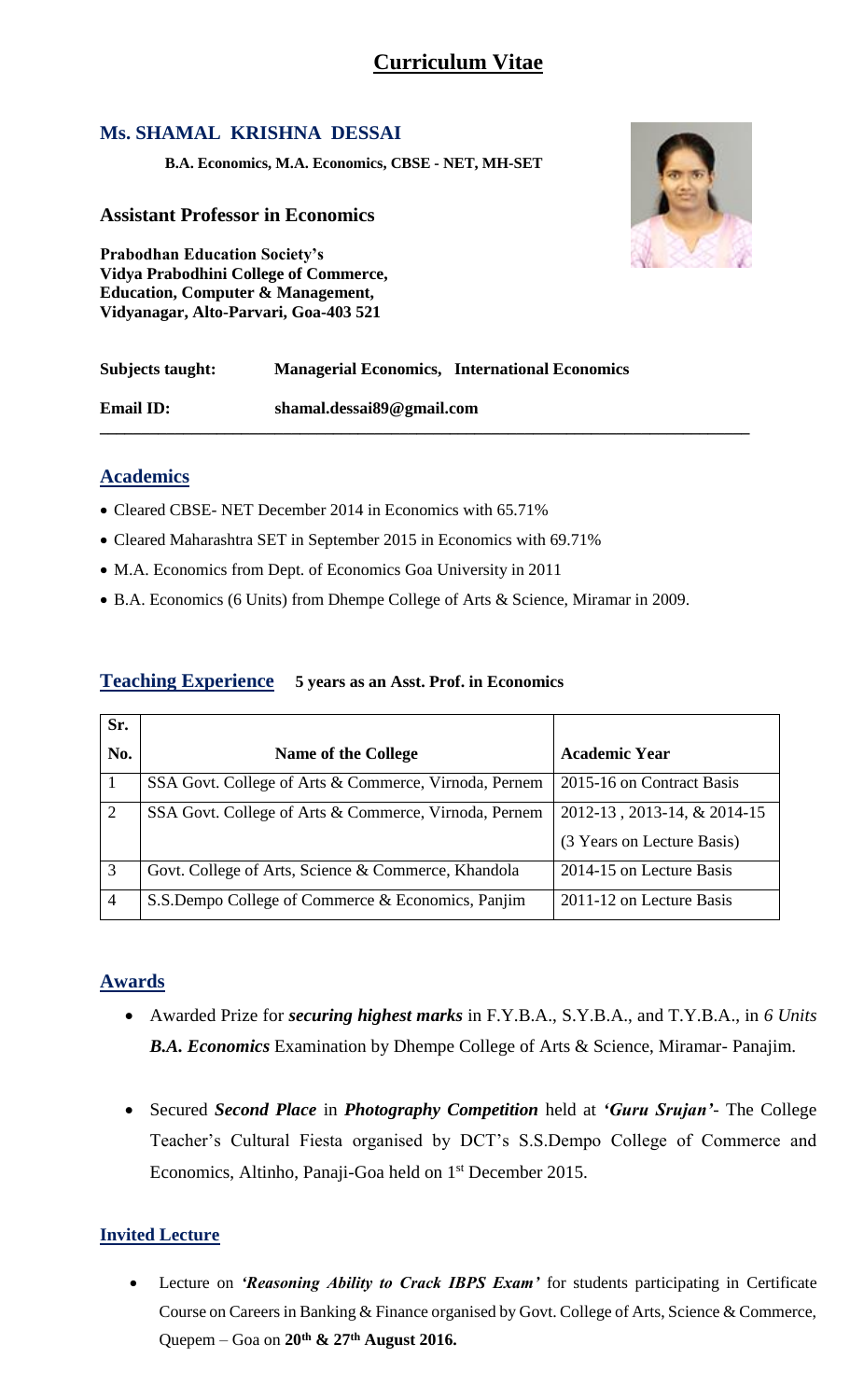# Curriculum Vitae

## Ms. SHAMAL KRISHNA DESSAI

**B.A. Economics, M.A. Economics, CBSE - NET, MH-SET**

### Assistant Professor in Economics

**Prabodhan Education Society's**
**Vidya Prabodhini College of Commerce,**
**Education, Computer & Management,**
**Vidyanagar, Alto-Parvari, Goa-403 521**

**Subjects taught:** **Managerial Economics, International Economics**

**Email ID:** **shamal.dessai89@gmail.com**

---

## Academics

- Cleared CBSE- NET December 2014 in Economics with 65.71%
- Cleared Maharashtra SET in September 2015 in Economics with 69.71%
- M.A. Economics from Dept. of Economics Goa University in 2011
- B.A. Economics (6 Units) from Dhempe College of Arts & Science, Miramar in 2009.

## Teaching Experience **5 years as an Asst. Prof. in Economics**

| Sr. No. | Name of the College | Academic Year |
|---|---|---|
| 1 | SSA Govt. College of Arts & Commerce, Virnoda, Pernem | 2015-16 on Contract Basis |
| 2 | SSA Govt. College of Arts & Commerce, Virnoda, Pernem | 2012-13 , 2013-14, & 2014-15 (3 Years on Lecture Basis) |
| 3 | Govt. College of Arts, Science & Commerce, Khandola | 2014-15 on Lecture Basis |
| 4 | S.S.Dempo College of Commerce & Economics, Panjim | 2011-12 on Lecture Basis |

## Awards

- Awarded Prize for ***securing highest marks*** in F.Y.B.A., S.Y.B.A., and T.Y.B.A., in *6 Units* ***B.A. Economics*** Examination by Dhempe College of Arts & Science, Miramar- Panajim.
- Secured ***Second Place*** in ***Photography Competition*** held at ***'Guru Srujan'***- The College Teacher's Cultural Fiesta organised by DCT's S.S.Dempo College of Commerce and Economics, Altinho, Panaji-Goa held on 1st December 2015.

## Invited Lecture

- Lecture on ***'Reasoning Ability to Crack IBPS Exam'*** for students participating in Certificate Course on Careers in Banking & Finance organised by Govt. College of Arts, Science & Commerce, Quepem – Goa on **20th & 27th August 2016.**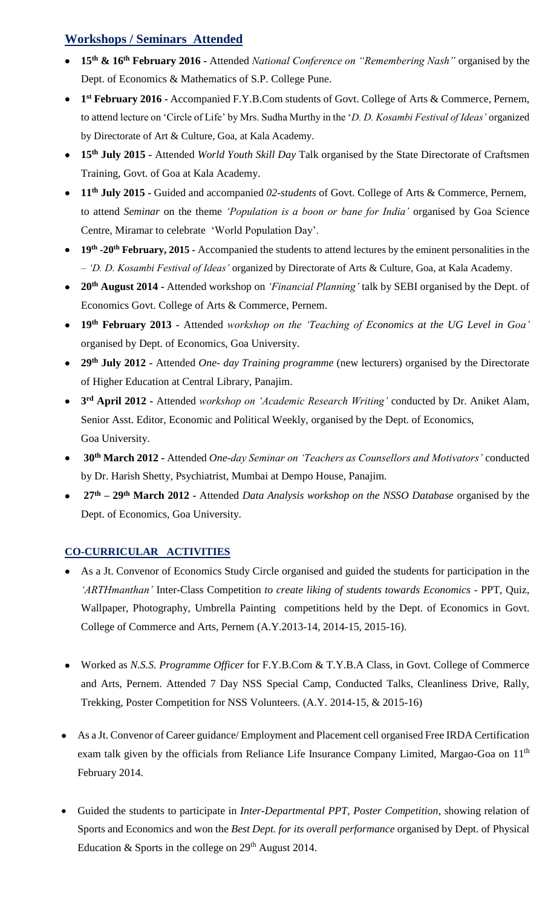## Workshops / Seminars Attended

- **15th & 16th February 2016 -** Attended *National Conference on "Remembering Nash"* organised by the Dept. of Economics & Mathematics of S.P. College Pune.
- **1st February 2016 -** Accompanied F.Y.B.Com students of Govt. College of Arts & Commerce, Pernem, to attend lecture on 'Circle of Life' by Mrs. Sudha Murthy in the '*D. D. Kosambi Festival of Ideas'* organized by Directorate of Art & Culture, Goa, at Kala Academy.
- **15th July 2015 -** Attended *World Youth Skill Day* Talk organised by the State Directorate of Craftsmen Training, Govt. of Goa at Kala Academy.
- **11th July 2015 -** Guided and accompanied *02-students* of Govt. College of Arts & Commerce, Pernem, to attend *Seminar* on the theme *'Population is a boon or bane for India'* organised by Goa Science Centre, Miramar to celebrate 'World Population Day'.
- **19th -20th February, 2015 -** Accompanied the students to attend lectures by the eminent personalities in the – *'D. D. Kosambi Festival of Ideas'* organized by Directorate of Arts & Culture, Goa, at Kala Academy.
- **20th August 2014 -** Attended workshop on *'Financial Planning'* talk by SEBI organised by the Dept. of Economics Govt. College of Arts & Commerce, Pernem.
- **19th February 2013 -** Attended *workshop on the 'Teaching of Economics at the UG Level in Goa'* organised by Dept. of Economics, Goa University.
- **29th July 2012 -** Attended *One- day Training programme* (new lecturers) organised by the Directorate of Higher Education at Central Library, Panajim.
- **3rd April 2012 -** Attended *workshop on 'Academic Research Writing'* conducted by Dr. Aniket Alam, Senior Asst. Editor, Economic and Political Weekly, organised by the Dept. of Economics, Goa University.
- **30th March 2012 -** Attended *One-day Seminar on 'Teachers as Counsellors and Motivators'* conducted by Dr. Harish Shetty, Psychiatrist, Mumbai at Dempo House, Panajim.
- **27th – 29th March 2012 -** Attended *Data Analysis workshop on the NSSO Database* organised by the Dept. of Economics, Goa University.

## CO-CURRICULAR ACTIVITIES

- As a Jt. Convenor of Economics Study Circle organised and guided the students for participation in the *'ARTHmanthan'* Inter-Class Competition *to create liking of students towards Economics* - PPT, Quiz, Wallpaper, Photography, Umbrella Painting competitions held by the Dept. of Economics in Govt. College of Commerce and Arts, Pernem (A.Y.2013-14, 2014-15, 2015-16).
- Worked as *N.S.S. Programme Officer* for F.Y.B.Com & T.Y.B.A Class, in Govt. College of Commerce and Arts, Pernem. Attended 7 Day NSS Special Camp, Conducted Talks, Cleanliness Drive, Rally, Trekking, Poster Competition for NSS Volunteers. (A.Y. 2014-15, & 2015-16)
- As a Jt. Convenor of Career guidance/ Employment and Placement cell organised Free IRDA Certification exam talk given by the officials from Reliance Life Insurance Company Limited, Margao-Goa on 11th February 2014.
- Guided the students to participate in *Inter-Departmental PPT, Poster Competition*, showing relation of Sports and Economics and won the *Best Dept. for its overall performance* organised by Dept. of Physical Education & Sports in the college on 29th August 2014.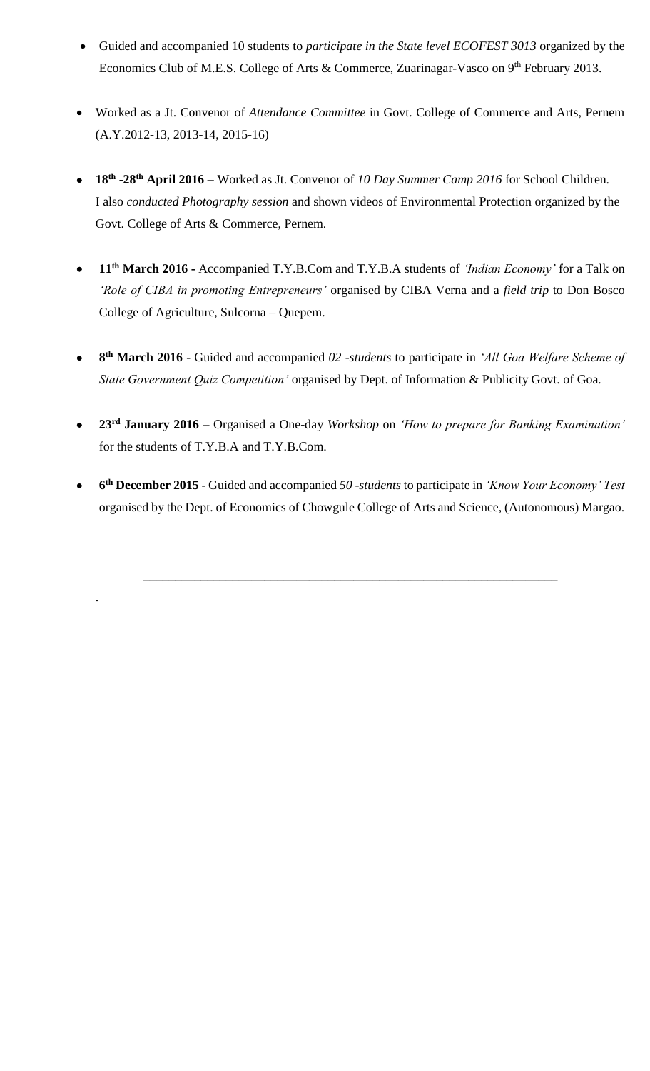- Guided and accompanied 10 students to *participate in the State level ECOFEST 3013* organized by the Economics Club of M.E.S. College of Arts & Commerce, Zuarinagar-Vasco on 9th February 2013.

- Worked as a Jt. Convenor of *Attendance Committee* in Govt. College of Commerce and Arts, Pernem (A.Y.2012-13, 2013-14, 2015-16)

- **18th -28th April 2016 –** Worked as Jt. Convenor of *10 Day Summer Camp 2016* for School Children. I also *conducted Photography session* and shown videos of Environmental Protection organized by the Govt. College of Arts & Commerce, Pernem.

- **11th March 2016 -** Accompanied T.Y.B.Com and T.Y.B.A students of *'Indian Economy'* for a Talk on *'Role of CIBA in promoting Entrepreneurs'* organised by CIBA Verna and a *field trip* to Don Bosco College of Agriculture, Sulcorna – Quepem.

- **8th March 2016 -** Guided and accompanied *02 -students* to participate in *'All Goa Welfare Scheme of State Government Quiz Competition'* organised by Dept. of Information & Publicity Govt. of Goa.

- **23rd January 2016** – Organised a One-day *Workshop* on *'How to prepare for Banking Examination'* for the students of T.Y.B.A and T.Y.B.Com.

- **6th December 2015 -** Guided and accompanied *50 -students* to participate in *'Know Your Economy' Test* organised by the Dept. of Economics of Chowgule College of Arts and Science, (Autonomous) Margao.

---